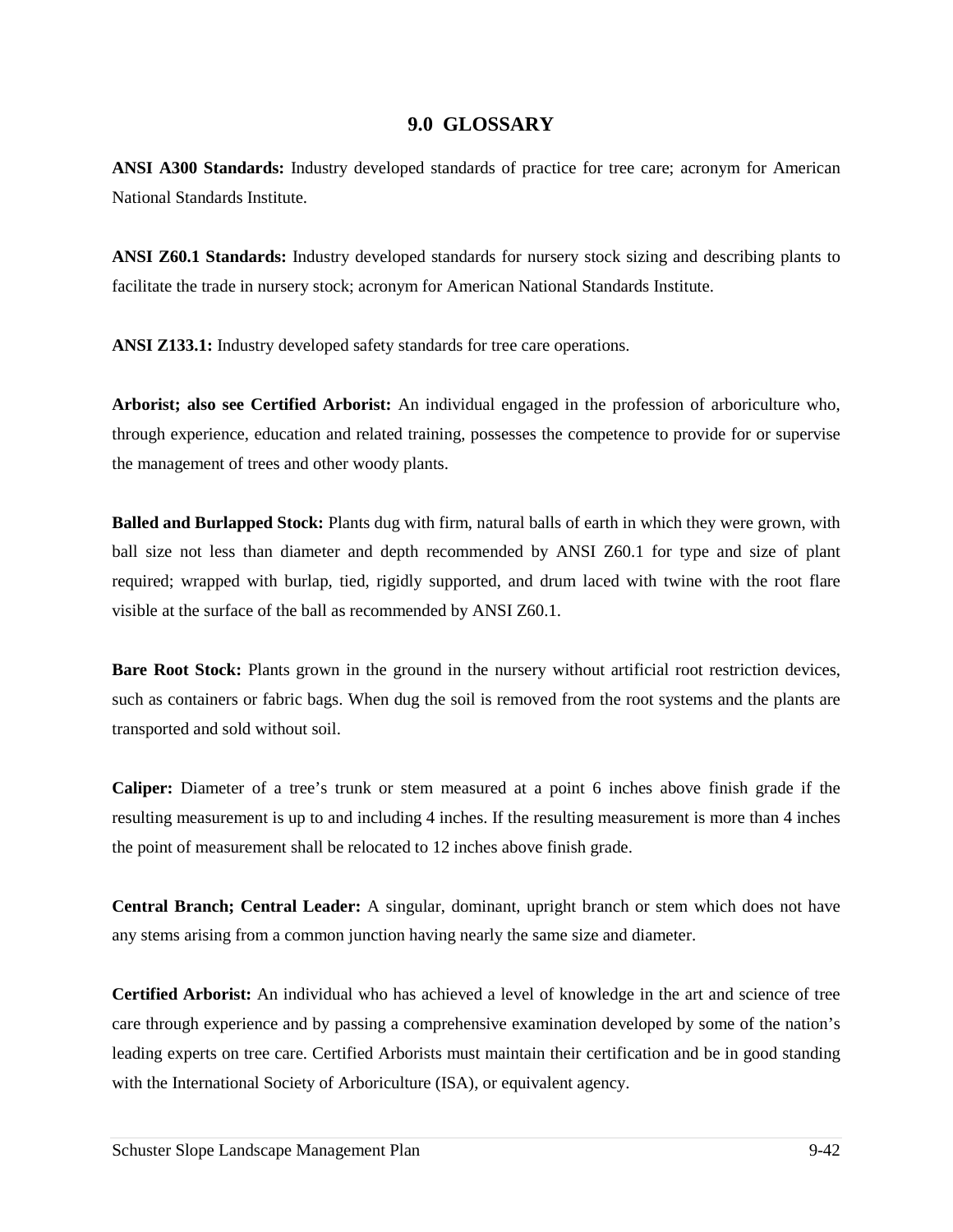## 9.0 GLOSSARY

**ANSI A300 Standards:** Industry developed standards of practice for tree care; acronym for American National Standards Institute.

**ANSI Z60.1 Standards:** Industry developed standards for nursery stock sizing and describing plants to facilitate the trade in nursery stock; acronym for American National Standards Institute.

**ANSI Z133.1:** Industry developed safety standards for tree care operations.

**Arborist; also see Certified Arborist:** An individual engaged in the profession of arboriculture who, through experience, education and related training, possesses the competence to provide for or supervise the management of trees and other woody plants.

**Balled and Burlapped Stock:** Plants dug with firm, natural balls of earth in which they were grown, with ball size not less than diameter and depth recommended by ANSI Z60.1 for type and size of plant required; wrapped with burlap, tied, rigidly supported, and drum laced with twine with the root flare visible at the surface of the ball as recommended by ANSI Z60.1.

**Bare Root Stock:** Plants grown in the ground in the nursery without artificial root restriction devices, such as containers or fabric bags. When dug the soil is removed from the root systems and the plants are transported and sold without soil.

**Caliper:** Diameter of a tree's trunk or stem measured at a point 6 inches above finish grade if the resulting measurement is up to and including 4 inches. If the resulting measurement is more than 4 inches the point of measurement shall be relocated to 12 inches above finish grade.

**Central Branch; Central Leader:** A singular, dominant, upright branch or stem which does not have any stems arising from a common junction having nearly the same size and diameter.

**Certified Arborist:** An individual who has achieved a level of knowledge in the art and science of tree care through experience and by passing a comprehensive examination developed by some of the nation's leading experts on tree care. Certified Arborists must maintain their certification and be in good standing with the International Society of Arboriculture (ISA), or equivalent agency.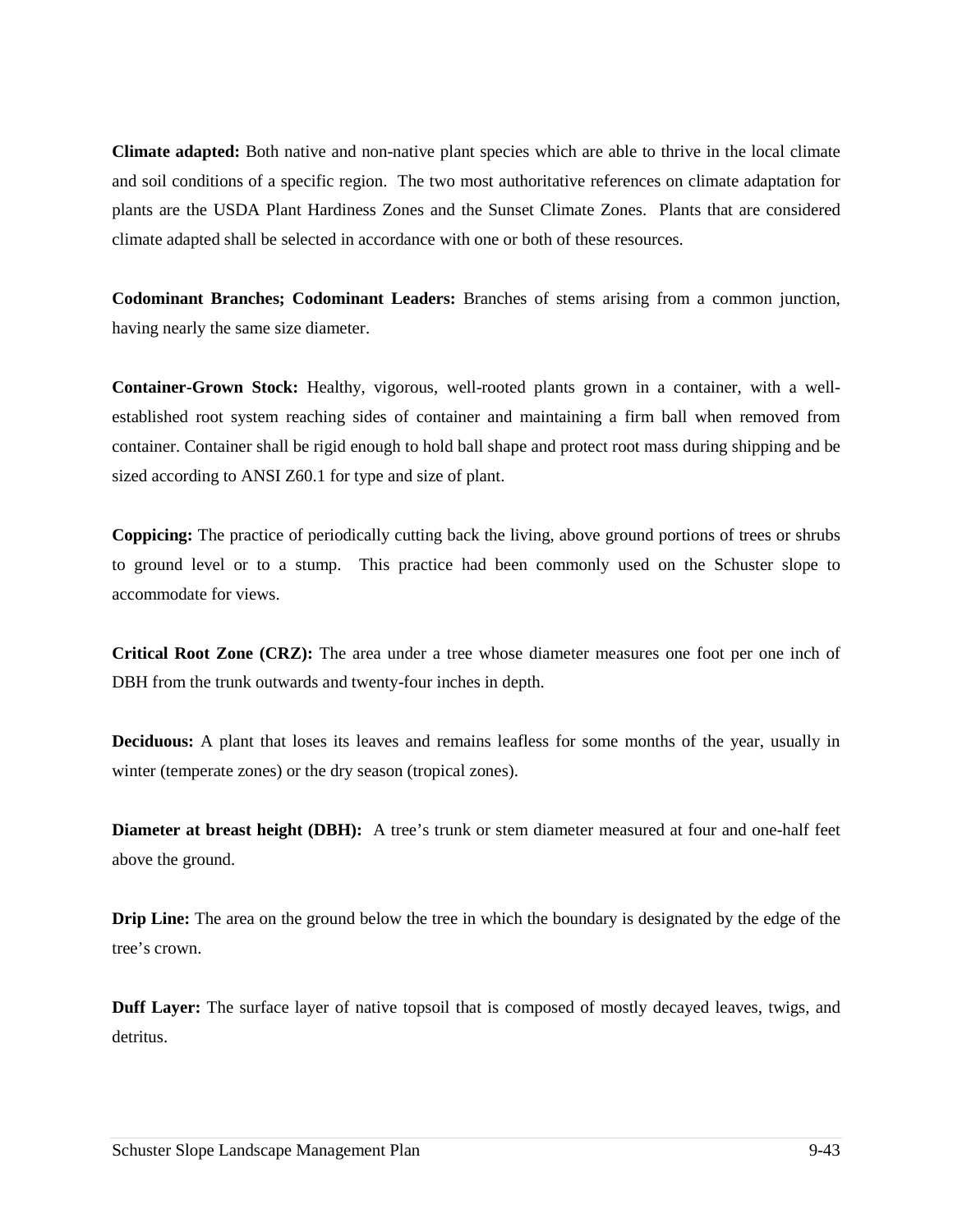**Climate adapted:** Both native and non-native plant species which are able to thrive in the local climate and soil conditions of a specific region. The two most authoritative references on climate adaptation for plants are the USDA Plant Hardiness Zones and the Sunset Climate Zones. Plants that are considered climate adapted shall be selected in accordance with one or both of these resources.

**Codominant Branches; Codominant Leaders:** Branches of stems arising from a common junction, having nearly the same size diameter.

**Container-Grown Stock:** Healthy, vigorous, well-rooted plants grown in a container, with a well-established root system reaching sides of container and maintaining a firm ball when removed from container. Container shall be rigid enough to hold ball shape and protect root mass during shipping and be sized according to ANSI Z60.1 for type and size of plant.

**Coppicing:** The practice of periodically cutting back the living, above ground portions of trees or shrubs to ground level or to a stump. This practice had been commonly used on the Schuster slope to accommodate for views.

**Critical Root Zone (CRZ):** The area under a tree whose diameter measures one foot per one inch of DBH from the trunk outwards and twenty-four inches in depth.

**Deciduous:** A plant that loses its leaves and remains leafless for some months of the year, usually in winter (temperate zones) or the dry season (tropical zones).

**Diameter at breast height (DBH):** A tree's trunk or stem diameter measured at four and one-half feet above the ground.

**Drip Line:** The area on the ground below the tree in which the boundary is designated by the edge of the tree's crown.

**Duff Layer:** The surface layer of native topsoil that is composed of mostly decayed leaves, twigs, and detritus.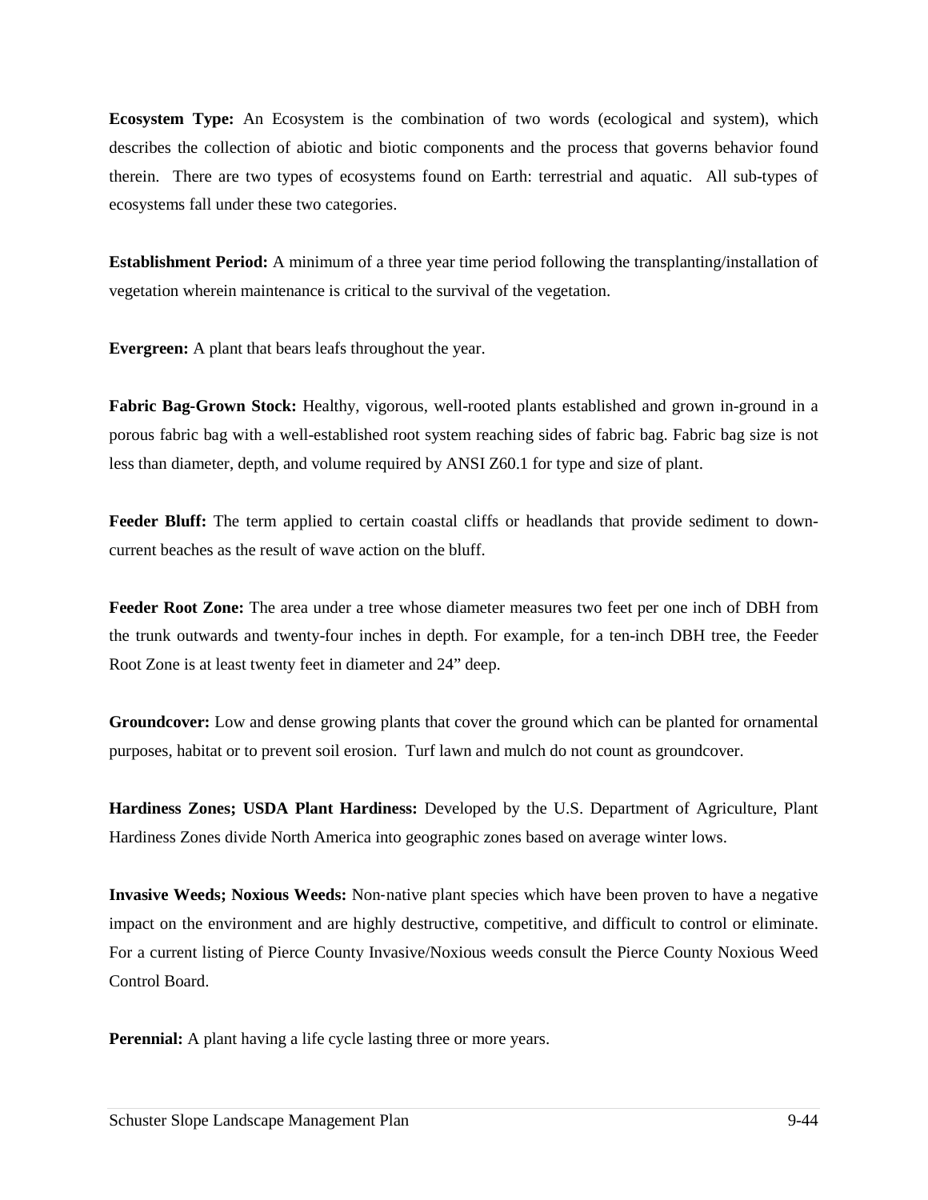**Ecosystem Type:** An Ecosystem is the combination of two words (ecological and system), which describes the collection of abiotic and biotic components and the process that governs behavior found therein. There are two types of ecosystems found on Earth: terrestrial and aquatic. All sub-types of ecosystems fall under these two categories.

**Establishment Period:** A minimum of a three year time period following the transplanting/installation of vegetation wherein maintenance is critical to the survival of the vegetation.

**Evergreen:** A plant that bears leafs throughout the year.

**Fabric Bag-Grown Stock:** Healthy, vigorous, well-rooted plants established and grown in-ground in a porous fabric bag with a well-established root system reaching sides of fabric bag. Fabric bag size is not less than diameter, depth, and volume required by ANSI Z60.1 for type and size of plant.

**Feeder Bluff:** The term applied to certain coastal cliffs or headlands that provide sediment to down-current beaches as the result of wave action on the bluff.

**Feeder Root Zone:** The area under a tree whose diameter measures two feet per one inch of DBH from the trunk outwards and twenty-four inches in depth. For example, for a ten-inch DBH tree, the Feeder Root Zone is at least twenty feet in diameter and 24" deep.

**Groundcover:** Low and dense growing plants that cover the ground which can be planted for ornamental purposes, habitat or to prevent soil erosion. Turf lawn and mulch do not count as groundcover.

**Hardiness Zones; USDA Plant Hardiness:** Developed by the U.S. Department of Agriculture, Plant Hardiness Zones divide North America into geographic zones based on average winter lows.

**Invasive Weeds; Noxious Weeds:** Non-native plant species which have been proven to have a negative impact on the environment and are highly destructive, competitive, and difficult to control or eliminate. For a current listing of Pierce County Invasive/Noxious weeds consult the Pierce County Noxious Weed Control Board.

**Perennial:** A plant having a life cycle lasting three or more years.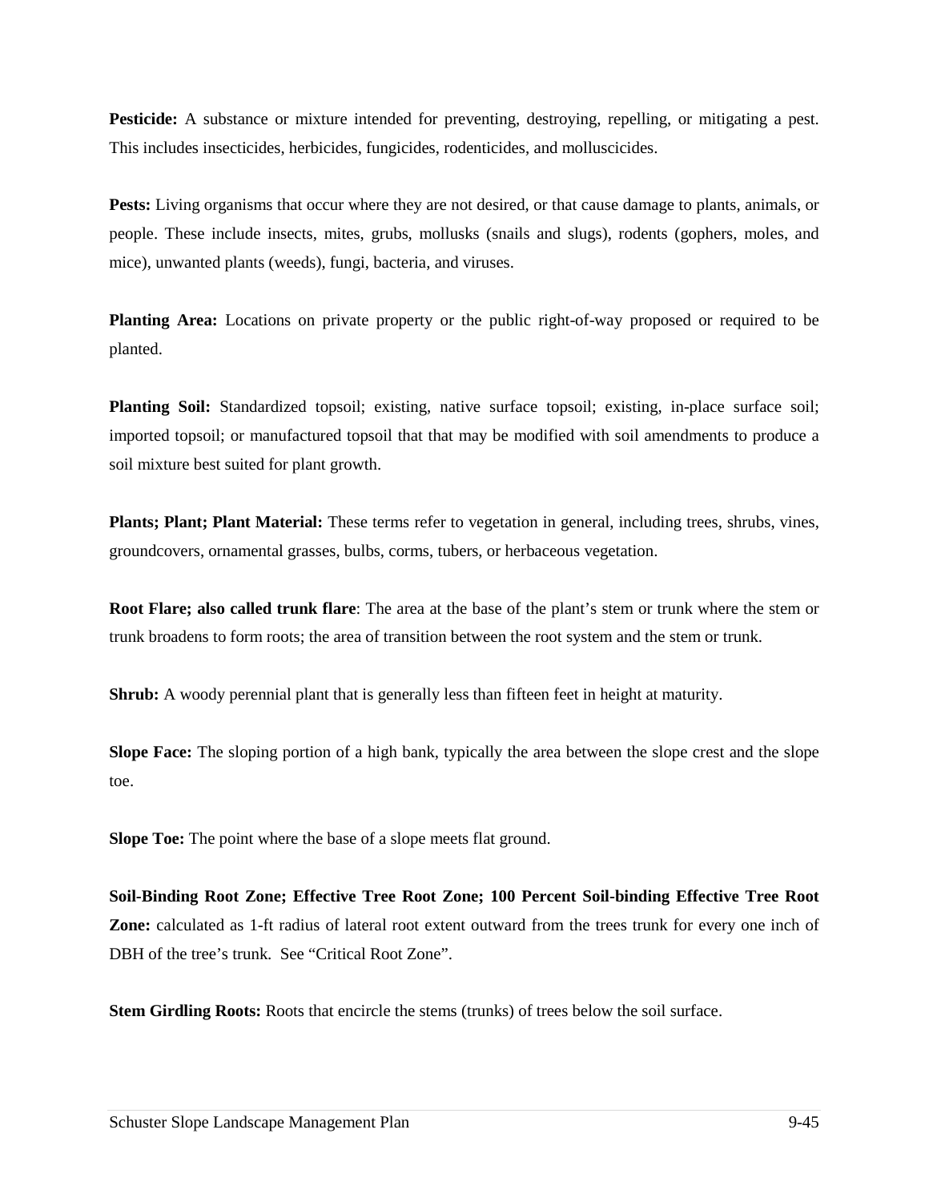**Pesticide:** A substance or mixture intended for preventing, destroying, repelling, or mitigating a pest. This includes insecticides, herbicides, fungicides, rodenticides, and molluscicides.

**Pests:** Living organisms that occur where they are not desired, or that cause damage to plants, animals, or people. These include insects, mites, grubs, mollusks (snails and slugs), rodents (gophers, moles, and mice), unwanted plants (weeds), fungi, bacteria, and viruses.

**Planting Area:** Locations on private property or the public right-of-way proposed or required to be planted.

**Planting Soil:** Standardized topsoil; existing, native surface topsoil; existing, in-place surface soil; imported topsoil; or manufactured topsoil that that may be modified with soil amendments to produce a soil mixture best suited for plant growth.

**Plants; Plant; Plant Material:** These terms refer to vegetation in general, including trees, shrubs, vines, groundcovers, ornamental grasses, bulbs, corms, tubers, or herbaceous vegetation.

**Root Flare; also called trunk flare**: The area at the base of the plant's stem or trunk where the stem or trunk broadens to form roots; the area of transition between the root system and the stem or trunk.

**Shrub:** A woody perennial plant that is generally less than fifteen feet in height at maturity.

**Slope Face:** The sloping portion of a high bank, typically the area between the slope crest and the slope toe.

**Slope Toe:** The point where the base of a slope meets flat ground.

**Soil-Binding Root Zone; Effective Tree Root Zone; 100 Percent Soil-binding Effective Tree Root Zone:** calculated as 1-ft radius of lateral root extent outward from the trees trunk for every one inch of DBH of the tree's trunk. See "Critical Root Zone".

**Stem Girdling Roots:** Roots that encircle the stems (trunks) of trees below the soil surface.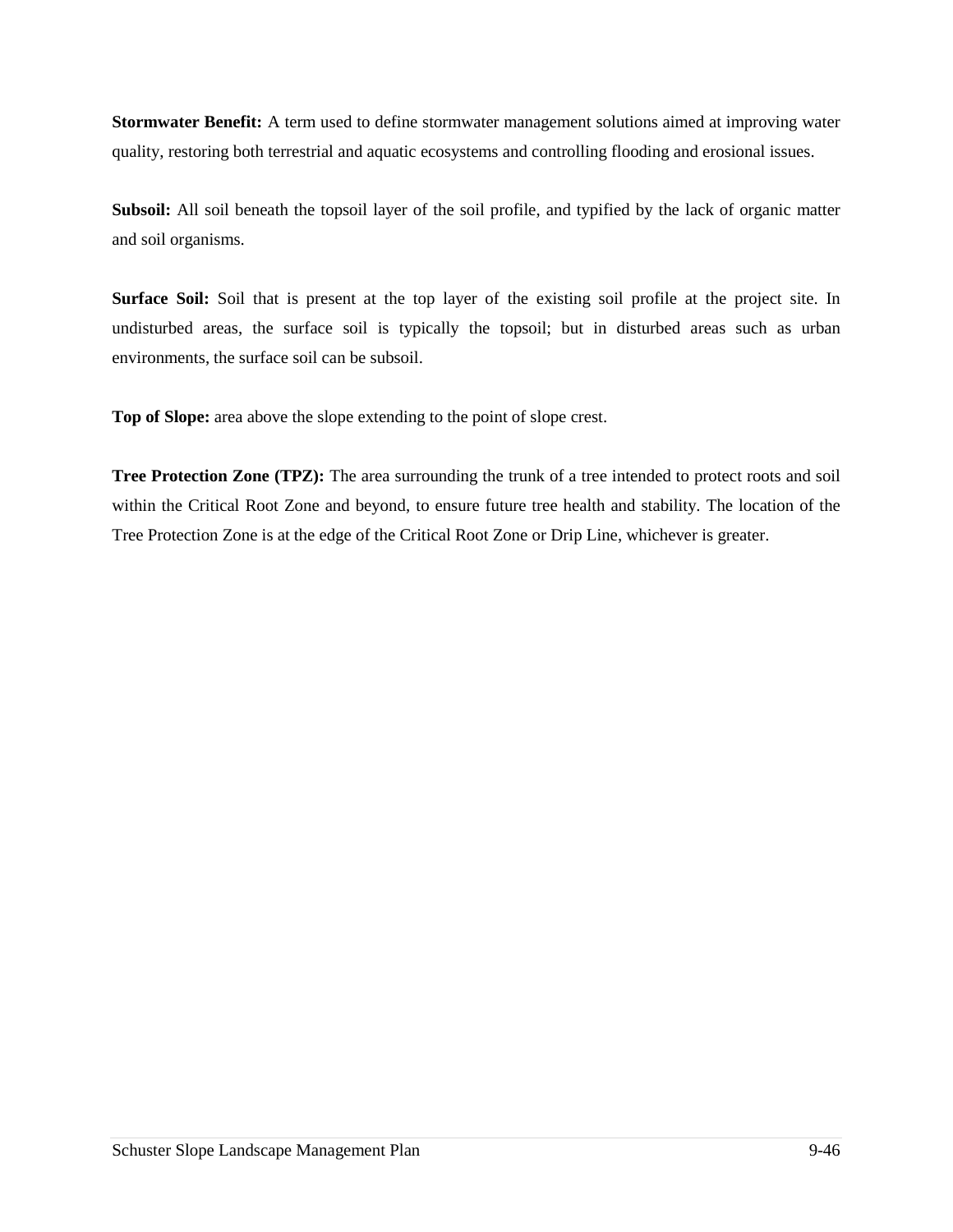**Stormwater Benefit:** A term used to define stormwater management solutions aimed at improving water quality, restoring both terrestrial and aquatic ecosystems and controlling flooding and erosional issues.

**Subsoil:** All soil beneath the topsoil layer of the soil profile, and typified by the lack of organic matter and soil organisms.

**Surface Soil:** Soil that is present at the top layer of the existing soil profile at the project site. In undisturbed areas, the surface soil is typically the topsoil; but in disturbed areas such as urban environments, the surface soil can be subsoil.

**Top of Slope:** area above the slope extending to the point of slope crest.

**Tree Protection Zone (TPZ):** The area surrounding the trunk of a tree intended to protect roots and soil within the Critical Root Zone and beyond, to ensure future tree health and stability. The location of the Tree Protection Zone is at the edge of the Critical Root Zone or Drip Line, whichever is greater.